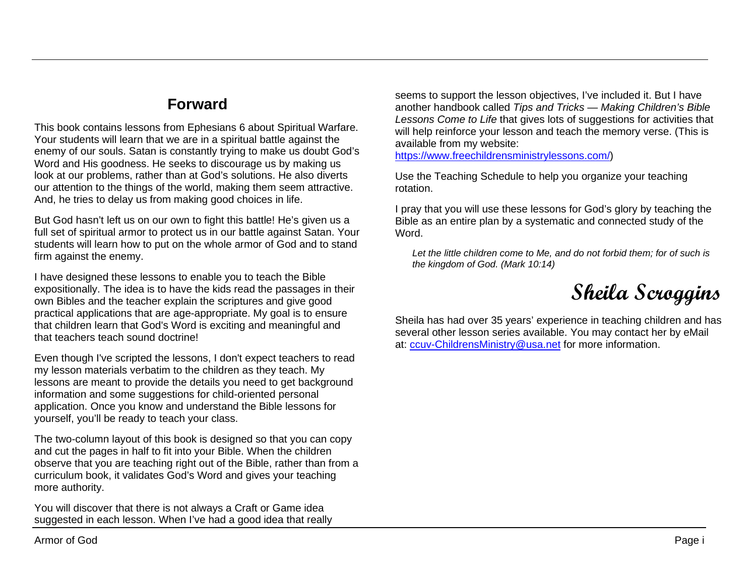## Forward

This book contains lessons from Ephesians 6 about Spiritual Warfare. Your students will learn that we are in a spiritual battle against the enemy of our souls. Satan is constantly trying to make us doubt God's Word and His goodness. He seeks to discourage us by making us look at our problems, rather than at God's solutions. He also diverts our attention to the things of the world, making them seem attractive. And, he tries to delay us from making good choices in life.

But God hasn't left us on our own to fight this battle! He's given us a full set of spiritual armor to protect us in our battle against Satan. Your students will learn how to put on the whole armor of God and to stand firm against the enemy.

I have designed these lessons to enable you to teach the Bible expositionally. The idea is to have the kids read the passages in their own Bibles and the teacher explain the scriptures and give good practical applications that are age-appropriate. My goal is to ensure that children learn that God's Word is exciting and meaningful and that teachers teach sound doctrine!

Even though I've scripted the lessons, I don't expect teachers to read my lesson materials verbatim to the children as they teach. My lessons are meant to provide the details you need to get background information and some suggestions for child-oriented personal application. Once you know and understand the Bible lessons for yourself, you'll be ready to teach your class.

The two-column layout of this book is designed so that you can copy and cut the pages in half to fit into your Bible. When the children observe that you are teaching right out of the Bible, rather than from a curriculum book, it validates God's Word and gives your teaching more authority.

You will discover that there is not always a Craft or Game idea suggested in each lesson. When I've had a good idea that really seems to support the lesson objectives, I've included it. But I have another handbook called *Tips and Tricks — Making Children's Bible Lessons Come to Life* that gives lots of suggestions for activities that will help reinforce your lesson and teach the memory verse. (This is available from my website: [https://www.freechildrensministrylessons.com/](https://www.freechildrensministrylessons.com/))

Use the Teaching Schedule to help you organize your teaching rotation.

I pray that you will use these lessons for God's glory by teaching the Bible as an entire plan by a systematic and connected study of the Word.

> *Let the little children come to Me, and do not forbid them; for of such is the kingdom of God. (Mark 10:14)*

**Sheila Scroggins**

Sheila has had over 35 years' experience in teaching children and has several other lesson series available. You may contact her by eMail at: [ccuv-ChildrensMinistry@usa.net](mailto:ccuv-ChildrensMinistry@usa.net) for more information.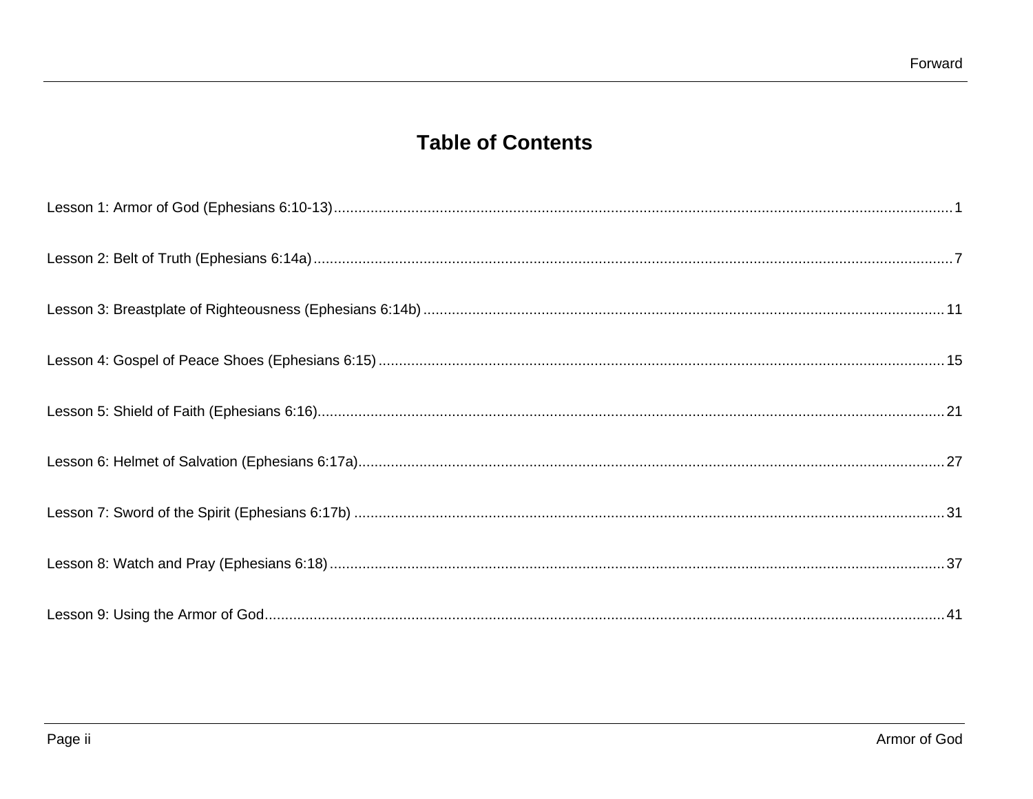# Table of Contents

Lesson 1: Armor of God (Ephesians 6:10-13)........................................1

Lesson 2: Belt of Truth (Ephesians 6:14a)........................................7

Lesson 3: Breastplate of Righteousness (Ephesians 6:14b)........................................11

Lesson 4: Gospel of Peace Shoes (Ephesians 6:15)........................................15

Lesson 5: Shield of Faith (Ephesians 6:16)........................................21

Lesson 6: Helmet of Salvation (Ephesians 6:17a)........................................27

Lesson 7: Sword of the Spirit (Ephesians 6:17b)........................................31

Lesson 8: Watch and Pray (Ephesians 6:18)........................................37

Lesson 9: Using the Armor of God........................................41